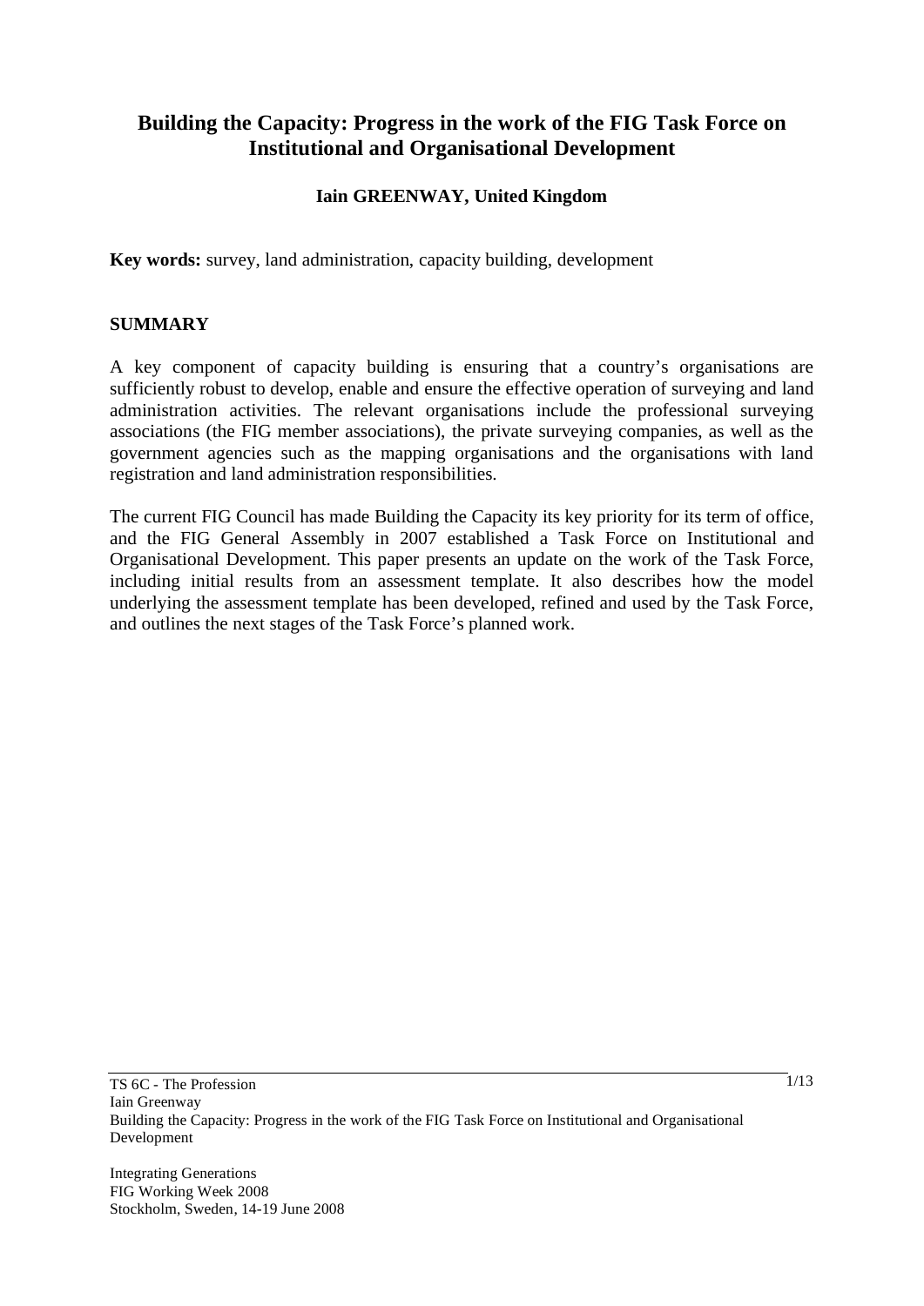# Building the Capacity: Progress in the work of the FIG Task Force on Institutional and Organisational Development

**Iain GREENWAY, United Kingdom**

**Key words:** survey, land administration, capacity building, development

## SUMMARY

A key component of capacity building is ensuring that a country's organisations are sufficiently robust to develop, enable and ensure the effective operation of surveying and land administration activities. The relevant organisations include the professional surveying associations (the FIG member associations), the private surveying companies, as well as the government agencies such as the mapping organisations and the organisations with land registration and land administration responsibilities.

The current FIG Council has made Building the Capacity its key priority for its term of office, and the FIG General Assembly in 2007 established a Task Force on Institutional and Organisational Development. This paper presents an update on the work of the Task Force, including initial results from an assessment template. It also describes how the model underlying the assessment template has been developed, refined and used by the Task Force, and outlines the next stages of the Task Force's planned work.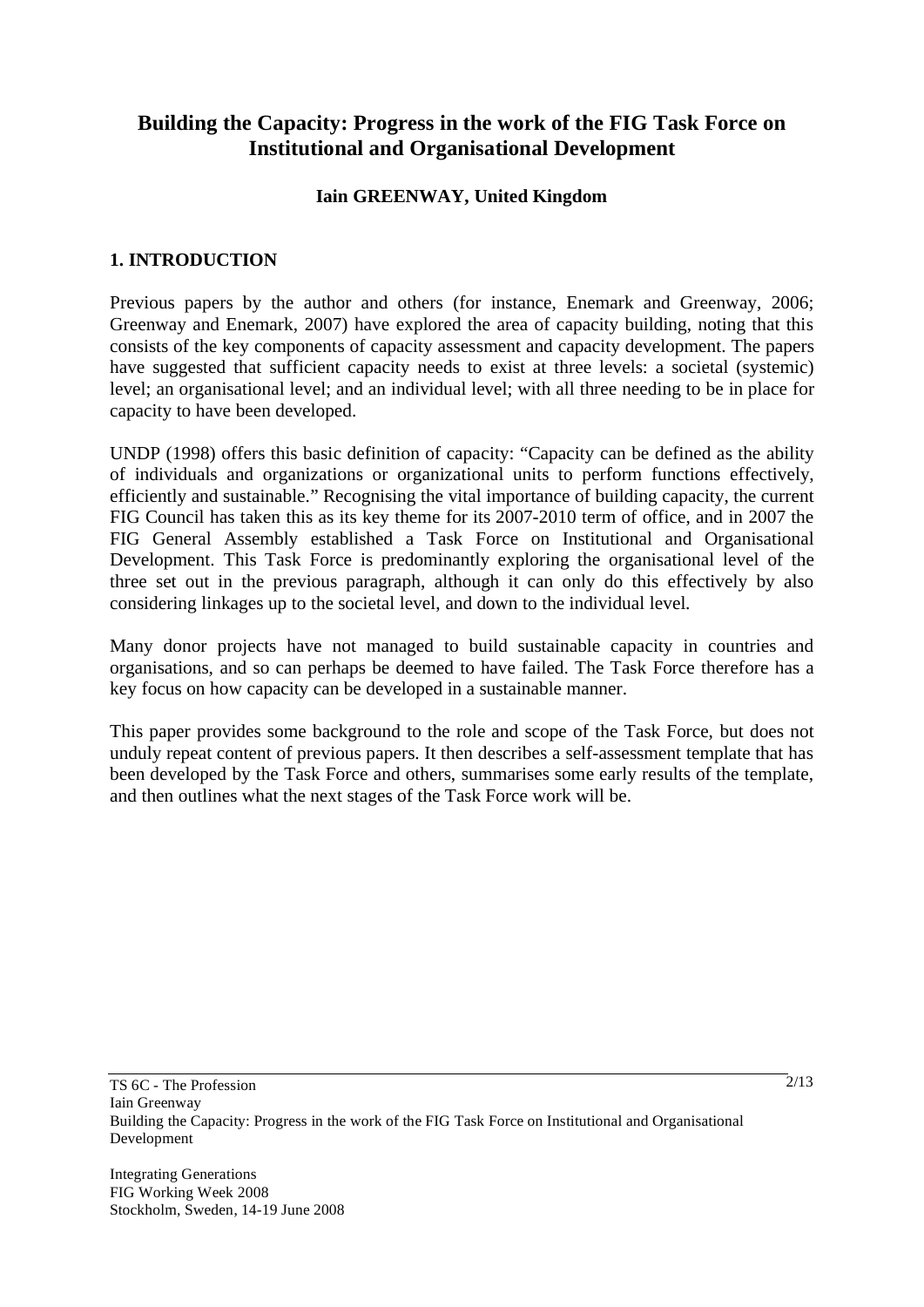# Building the Capacity: Progress in the work of the FIG Task Force on Institutional and Organisational Development

**Iain GREENWAY, United Kingdom**

## 1. INTRODUCTION

Previous papers by the author and others (for instance, Enemark and Greenway, 2006; Greenway and Enemark, 2007) have explored the area of capacity building, noting that this consists of the key components of capacity assessment and capacity development. The papers have suggested that sufficient capacity needs to exist at three levels: a societal (systemic) level; an organisational level; and an individual level; with all three needing to be in place for capacity to have been developed.

UNDP (1998) offers this basic definition of capacity: "Capacity can be defined as the ability of individuals and organizations or organizational units to perform functions effectively, efficiently and sustainable." Recognising the vital importance of building capacity, the current FIG Council has taken this as its key theme for its 2007-2010 term of office, and in 2007 the FIG General Assembly established a Task Force on Institutional and Organisational Development. This Task Force is predominantly exploring the organisational level of the three set out in the previous paragraph, although it can only do this effectively by also considering linkages up to the societal level, and down to the individual level.

Many donor projects have not managed to build sustainable capacity in countries and organisations, and so can perhaps be deemed to have failed. The Task Force therefore has a key focus on how capacity can be developed in a sustainable manner.

This paper provides some background to the role and scope of the Task Force, but does not unduly repeat content of previous papers. It then describes a self-assessment template that has been developed by the Task Force and others, summarises some early results of the template, and then outlines what the next stages of the Task Force work will be.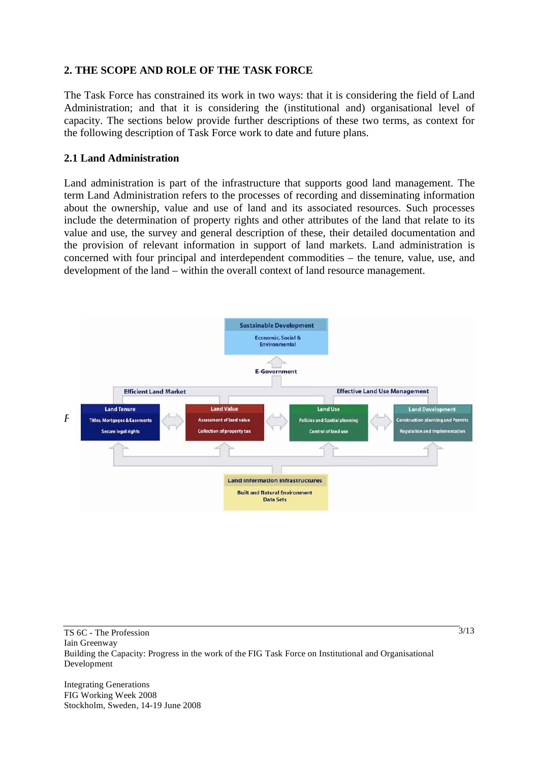## 2. THE SCOPE AND ROLE OF THE TASK FORCE

The Task Force has constrained its work in two ways: that it is considering the field of Land Administration; and that it is considering the (institutional and) organisational level of capacity. The sections below provide further descriptions of these two terms, as context for the following description of Task Force work to date and future plans.

### 2.1 Land Administration

Land administration is part of the infrastructure that supports good land management. The term Land Administration refers to the processes of recording and disseminating information about the ownership, value and use of land and its associated resources. Such processes include the determination of property rights and other attributes of the land that relate to its value and use, the survey and general description of these, their detailed documentation and the provision of relevant information in support of land markets. Land administration is concerned with four principal and interdependent commodities – the tenure, value, use, and development of the land – within the overall context of land resource management.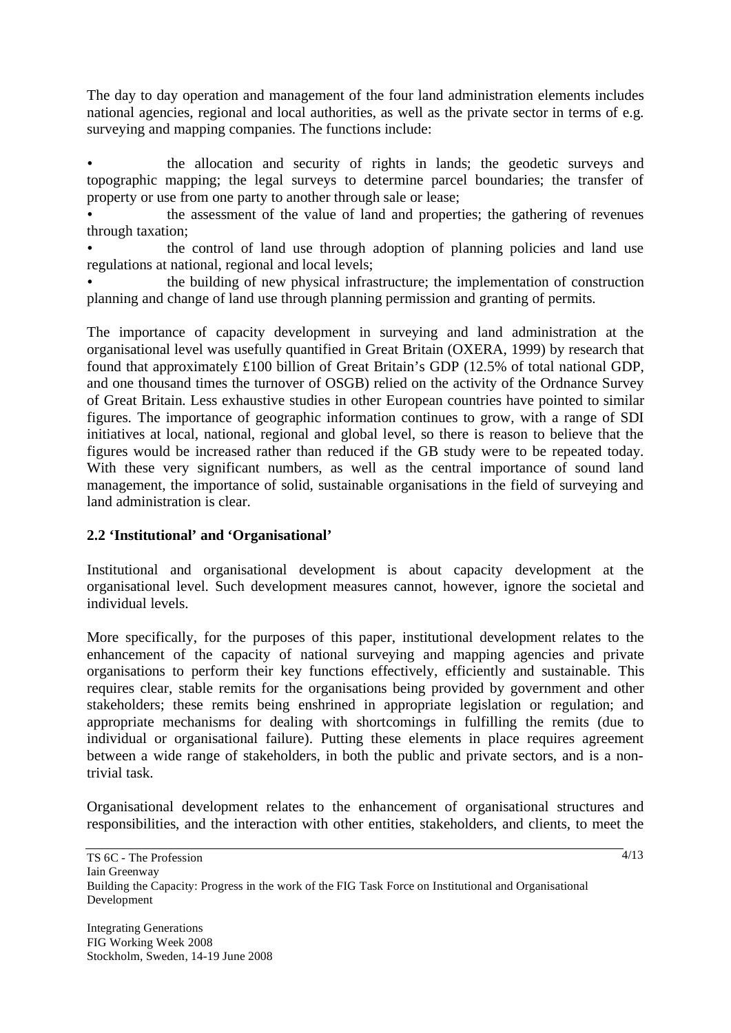The day to day operation and management of the four land administration elements includes national agencies, regional and local authorities, as well as the private sector in terms of e.g. surveying and mapping companies. The functions include:

- the allocation and security of rights in lands; the geodetic surveys and topographic mapping; the legal surveys to determine parcel boundaries; the transfer of property or use from one party to another through sale or lease;
- the assessment of the value of land and properties; the gathering of revenues through taxation;
- the control of land use through adoption of planning policies and land use regulations at national, regional and local levels;
- the building of new physical infrastructure; the implementation of construction planning and change of land use through planning permission and granting of permits.

The importance of capacity development in surveying and land administration at the organisational level was usefully quantified in Great Britain (OXERA, 1999) by research that found that approximately £100 billion of Great Britain's GDP (12.5% of total national GDP, and one thousand times the turnover of OSGB) relied on the activity of the Ordnance Survey of Great Britain. Less exhaustive studies in other European countries have pointed to similar figures. The importance of geographic information continues to grow, with a range of SDI initiatives at local, national, regional and global level, so there is reason to believe that the figures would be increased rather than reduced if the GB study were to be repeated today. With these very significant numbers, as well as the central importance of sound land management, the importance of solid, sustainable organisations in the field of surveying and land administration is clear.

### 2.2 'Institutional' and 'Organisational'

Institutional and organisational development is about capacity development at the organisational level. Such development measures cannot, however, ignore the societal and individual levels.

More specifically, for the purposes of this paper, institutional development relates to the enhancement of the capacity of national surveying and mapping agencies and private organisations to perform their key functions effectively, efficiently and sustainable. This requires clear, stable remits for the organisations being provided by government and other stakeholders; these remits being enshrined in appropriate legislation or regulation; and appropriate mechanisms for dealing with shortcomings in fulfilling the remits (due to individual or organisational failure). Putting these elements in place requires agreement between a wide range of stakeholders, in both the public and private sectors, and is a non-trivial task.

Organisational development relates to the enhancement of organisational structures and responsibilities, and the interaction with other entities, stakeholders, and clients, to meet the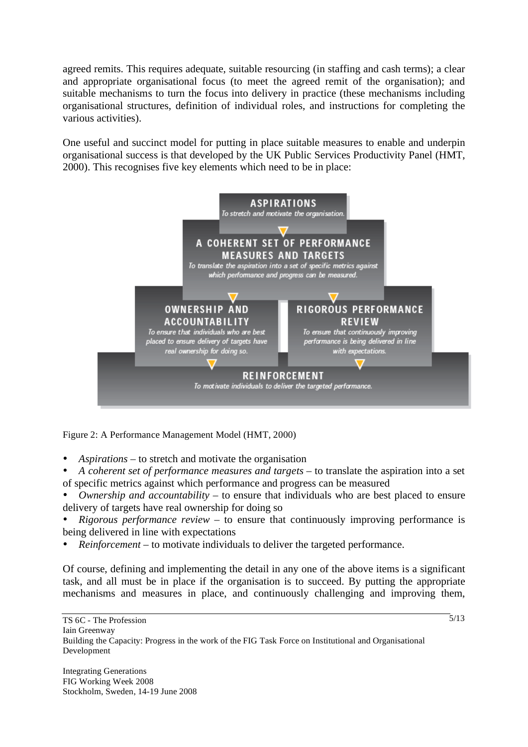agreed remits. This requires adequate, suitable resourcing (in staffing and cash terms); a clear and appropriate organisational focus (to meet the agreed remit of the organisation); and suitable mechanisms to turn the focus into delivery in practice (these mechanisms including organisational structures, definition of individual roles, and instructions for completing the various activities).

One useful and succinct model for putting in place suitable measures to enable and underpin organisational success is that developed by the UK Public Services Productivity Panel (HMT, 2000). This recognises five key elements which need to be in place:

Figure 2: A Performance Management Model (HMT, 2000)

- *Aspirations* – to stretch and motivate the organisation
- *A coherent set of performance measures and targets* – to translate the aspiration into a set of specific metrics against which performance and progress can be measured
- *Ownership and accountability* – to ensure that individuals who are best placed to ensure delivery of targets have real ownership for doing so
- *Rigorous performance review* – to ensure that continuously improving performance is being delivered in line with expectations
- *Reinforcement* – to motivate individuals to deliver the targeted performance.

Of course, defining and implementing the detail in any one of the above items is a significant task, and all must be in place if the organisation is to succeed. By putting the appropriate mechanisms and measures in place, and continuously challenging and improving them,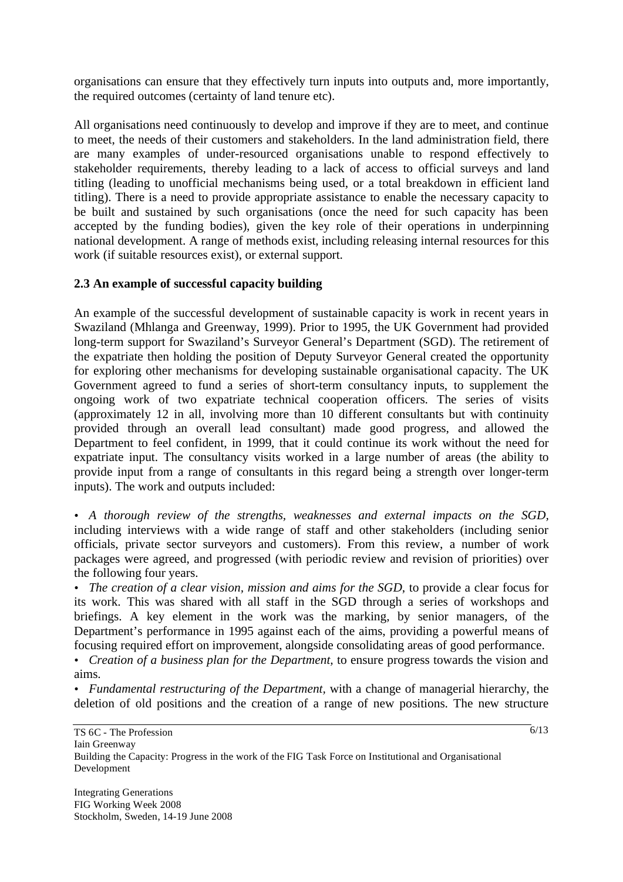organisations can ensure that they effectively turn inputs into outputs and, more importantly, the required outcomes (certainty of land tenure etc).

All organisations need continuously to develop and improve if they are to meet, and continue to meet, the needs of their customers and stakeholders. In the land administration field, there are many examples of under-resourced organisations unable to respond effectively to stakeholder requirements, thereby leading to a lack of access to official surveys and land titling (leading to unofficial mechanisms being used, or a total breakdown in efficient land titling). There is a need to provide appropriate assistance to enable the necessary capacity to be built and sustained by such organisations (once the need for such capacity has been accepted by the funding bodies), given the key role of their operations in underpinning national development. A range of methods exist, including releasing internal resources for this work (if suitable resources exist), or external support.

### 2.3 An example of successful capacity building

An example of the successful development of sustainable capacity is work in recent years in Swaziland (Mhlanga and Greenway, 1999). Prior to 1995, the UK Government had provided long-term support for Swaziland's Surveyor General's Department (SGD). The retirement of the expatriate then holding the position of Deputy Surveyor General created the opportunity for exploring other mechanisms for developing sustainable organisational capacity. The UK Government agreed to fund a series of short-term consultancy inputs, to supplement the ongoing work of two expatriate technical cooperation officers. The series of visits (approximately 12 in all, involving more than 10 different consultants but with continuity provided through an overall lead consultant) made good progress, and allowed the Department to feel confident, in 1999, that it could continue its work without the need for expatriate input. The consultancy visits worked in a large number of areas (the ability to provide input from a range of consultants in this regard being a strength over longer-term inputs). The work and outputs included:

- *A thorough review of the strengths, weaknesses and external impacts on the SGD*, including interviews with a wide range of staff and other stakeholders (including senior officials, private sector surveyors and customers). From this review, a number of work packages were agreed, and progressed (with periodic review and revision of priorities) over the following four years.
- *The creation of a clear vision, mission and aims for the SGD*, to provide a clear focus for its work. This was shared with all staff in the SGD through a series of workshops and briefings. A key element in the work was the marking, by senior managers, of the Department's performance in 1995 against each of the aims, providing a powerful means of focusing required effort on improvement, alongside consolidating areas of good performance.
- *Creation of a business plan for the Department*, to ensure progress towards the vision and aims.
- *Fundamental restructuring of the Department*, with a change of managerial hierarchy, the deletion of old positions and the creation of a range of new positions. The new structure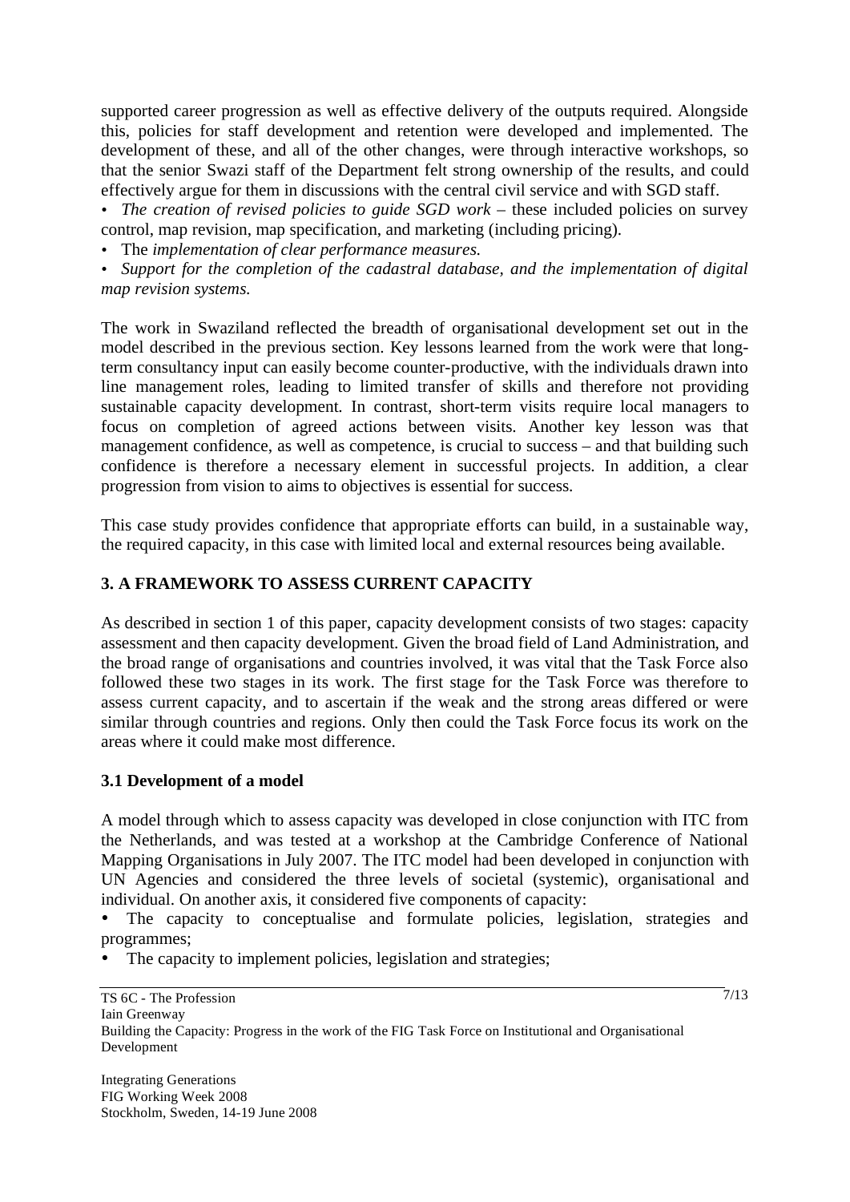supported career progression as well as effective delivery of the outputs required. Alongside this, policies for staff development and retention were developed and implemented. The development of these, and all of the other changes, were through interactive workshops, so that the senior Swazi staff of the Department felt strong ownership of the results, and could effectively argue for them in discussions with the central civil service and with SGD staff.

- *The creation of revised policies to guide SGD work* – these included policies on survey control, map revision, map specification, and marketing (including pricing).
- The *implementation of clear performance measures.*
- *Support for the completion of the cadastral database, and the implementation of digital map revision systems.*

The work in Swaziland reflected the breadth of organisational development set out in the model described in the previous section. Key lessons learned from the work were that long-term consultancy input can easily become counter-productive, with the individuals drawn into line management roles, leading to limited transfer of skills and therefore not providing sustainable capacity development. In contrast, short-term visits require local managers to focus on completion of agreed actions between visits. Another key lesson was that management confidence, as well as competence, is crucial to success – and that building such confidence is therefore a necessary element in successful projects. In addition, a clear progression from vision to aims to objectives is essential for success.

This case study provides confidence that appropriate efforts can build, in a sustainable way, the required capacity, in this case with limited local and external resources being available.

## 3. A FRAMEWORK TO ASSESS CURRENT CAPACITY

As described in section 1 of this paper, capacity development consists of two stages: capacity assessment and then capacity development. Given the broad field of Land Administration, and the broad range of organisations and countries involved, it was vital that the Task Force also followed these two stages in its work. The first stage for the Task Force was therefore to assess current capacity, and to ascertain if the weak and the strong areas differed or were similar through countries and regions. Only then could the Task Force focus its work on the areas where it could make most difference.

### 3.1 Development of a model

A model through which to assess capacity was developed in close conjunction with ITC from the Netherlands, and was tested at a workshop at the Cambridge Conference of National Mapping Organisations in July 2007. The ITC model had been developed in conjunction with UN Agencies and considered the three levels of societal (systemic), organisational and individual. On another axis, it considered five components of capacity:

- The capacity to conceptualise and formulate policies, legislation, strategies and programmes;
- The capacity to implement policies, legislation and strategies;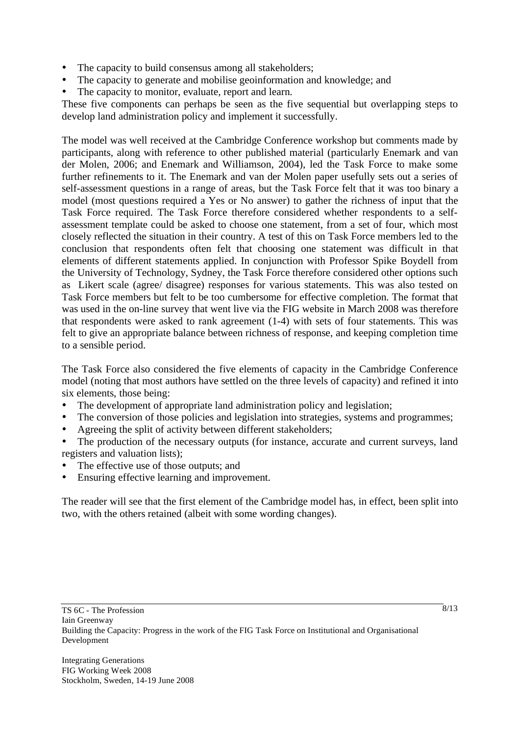- The capacity to build consensus among all stakeholders;
- The capacity to generate and mobilise geoinformation and knowledge; and
- The capacity to monitor, evaluate, report and learn.

These five components can perhaps be seen as the five sequential but overlapping steps to develop land administration policy and implement it successfully.

The model was well received at the Cambridge Conference workshop but comments made by participants, along with reference to other published material (particularly Enemark and van der Molen, 2006; and Enemark and Williamson, 2004), led the Task Force to make some further refinements to it. The Enemark and van der Molen paper usefully sets out a series of self-assessment questions in a range of areas, but the Task Force felt that it was too binary a model (most questions required a Yes or No answer) to gather the richness of input that the Task Force required. The Task Force therefore considered whether respondents to a self-assessment template could be asked to choose one statement, from a set of four, which most closely reflected the situation in their country. A test of this on Task Force members led to the conclusion that respondents often felt that choosing one statement was difficult in that elements of different statements applied. In conjunction with Professor Spike Boydell from the University of Technology, Sydney, the Task Force therefore considered other options such as Likert scale (agree/ disagree) responses for various statements. This was also tested on Task Force members but felt to be too cumbersome for effective completion. The format that was used in the on-line survey that went live via the FIG website in March 2008 was therefore that respondents were asked to rank agreement (1-4) with sets of four statements. This was felt to give an appropriate balance between richness of response, and keeping completion time to a sensible period.

The Task Force also considered the five elements of capacity in the Cambridge Conference model (noting that most authors have settled on the three levels of capacity) and refined it into six elements, those being:

- The development of appropriate land administration policy and legislation;
- The conversion of those policies and legislation into strategies, systems and programmes;
- Agreeing the split of activity between different stakeholders;
- The production of the necessary outputs (for instance, accurate and current surveys, land registers and valuation lists);
- The effective use of those outputs; and
- Ensuring effective learning and improvement.

The reader will see that the first element of the Cambridge model has, in effect, been split into two, with the others retained (albeit with some wording changes).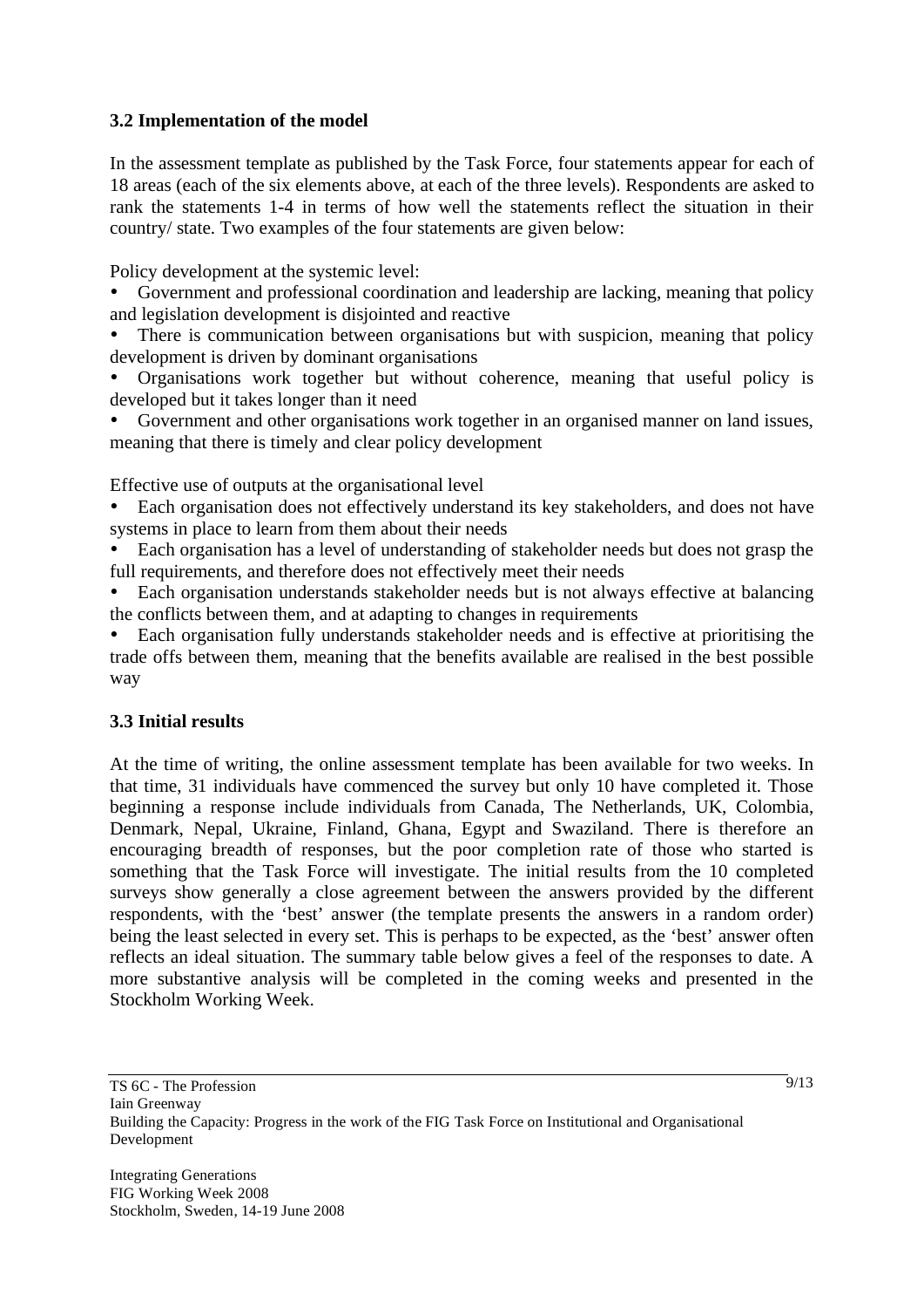### 3.2 Implementation of the model

In the assessment template as published by the Task Force, four statements appear for each of 18 areas (each of the six elements above, at each of the three levels). Respondents are asked to rank the statements 1-4 in terms of how well the statements reflect the situation in their country/ state. Two examples of the four statements are given below:

Policy development at the systemic level:

- Government and professional coordination and leadership are lacking, meaning that policy and legislation development is disjointed and reactive
- There is communication between organisations but with suspicion, meaning that policy development is driven by dominant organisations
- Organisations work together but without coherence, meaning that useful policy is developed but it takes longer than it need
- Government and other organisations work together in an organised manner on land issues, meaning that there is timely and clear policy development

Effective use of outputs at the organisational level

- Each organisation does not effectively understand its key stakeholders, and does not have systems in place to learn from them about their needs
- Each organisation has a level of understanding of stakeholder needs but does not grasp the full requirements, and therefore does not effectively meet their needs
- Each organisation understands stakeholder needs but is not always effective at balancing the conflicts between them, and at adapting to changes in requirements
- Each organisation fully understands stakeholder needs and is effective at prioritising the trade offs between them, meaning that the benefits available are realised in the best possible way

### 3.3 Initial results

At the time of writing, the online assessment template has been available for two weeks. In that time, 31 individuals have commenced the survey but only 10 have completed it. Those beginning a response include individuals from Canada, The Netherlands, UK, Colombia, Denmark, Nepal, Ukraine, Finland, Ghana, Egypt and Swaziland. There is therefore an encouraging breadth of responses, but the poor completion rate of those who started is something that the Task Force will investigate. The initial results from the 10 completed surveys show generally a close agreement between the answers provided by the different respondents, with the 'best' answer (the template presents the answers in a random order) being the least selected in every set. This is perhaps to be expected, as the 'best' answer often reflects an ideal situation. The summary table below gives a feel of the responses to date. A more substantive analysis will be completed in the coming weeks and presented in the Stockholm Working Week.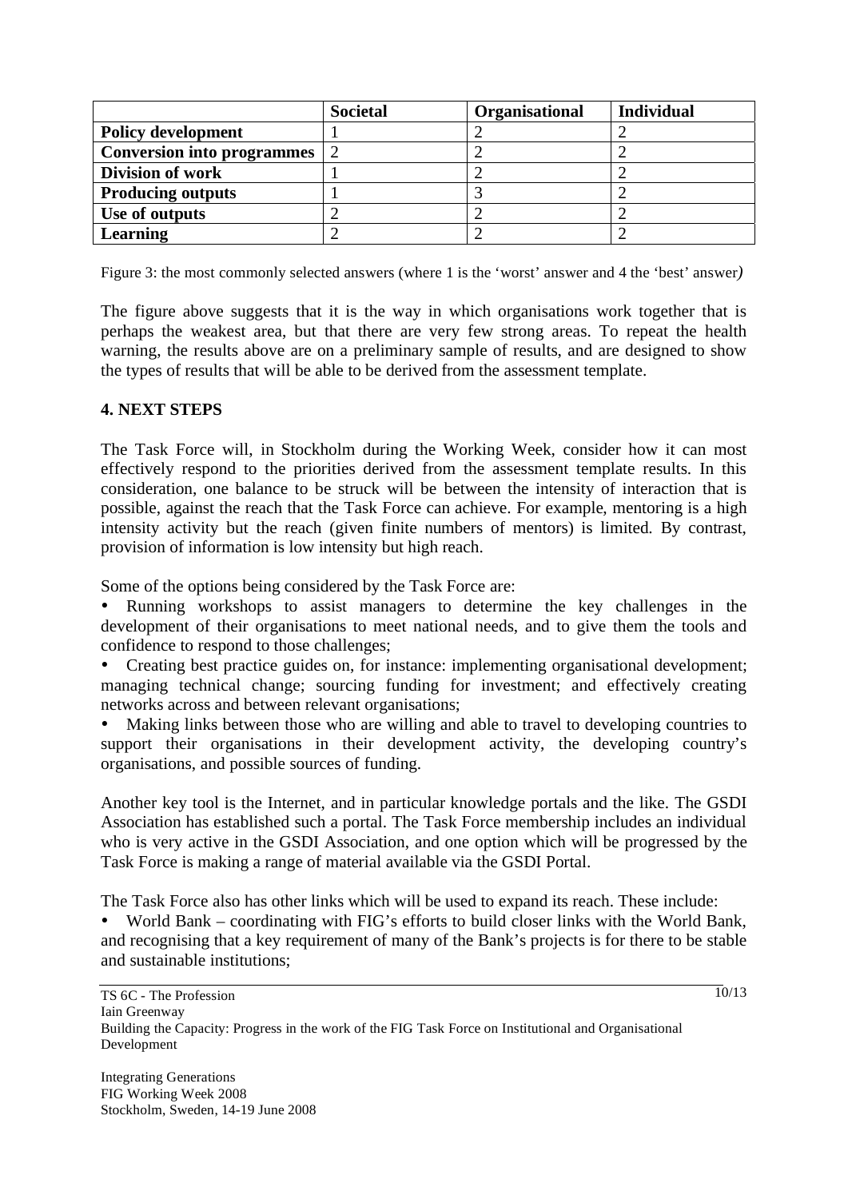| | Societal | Organisational | Individual |
|---|---|---|---|
| **Policy development** | 1 | 2 | 2 |
| **Conversion into programmes** | 2 | 2 | 2 |
| **Division of work** | 1 | 2 | 2 |
| **Producing outputs** | 1 | 3 | 2 |
| **Use of outputs** | 2 | 2 | 2 |
| **Learning** | 2 | 2 | 2 |

Figure 3: the most commonly selected answers (where 1 is the 'worst' answer and 4 the 'best' answer*)*

The figure above suggests that it is the way in which organisations work together that is perhaps the weakest area, but that there are very few strong areas. To repeat the health warning, the results above are on a preliminary sample of results, and are designed to show the types of results that will be able to be derived from the assessment template.

## 4. NEXT STEPS

The Task Force will, in Stockholm during the Working Week, consider how it can most effectively respond to the priorities derived from the assessment template results. In this consideration, one balance to be struck will be between the intensity of interaction that is possible, against the reach that the Task Force can achieve. For example, mentoring is a high intensity activity but the reach (given finite numbers of mentors) is limited. By contrast, provision of information is low intensity but high reach.

Some of the options being considered by the Task Force are:

- Running workshops to assist managers to determine the key challenges in the development of their organisations to meet national needs, and to give them the tools and confidence to respond to those challenges;
- Creating best practice guides on, for instance: implementing organisational development; managing technical change; sourcing funding for investment; and effectively creating networks across and between relevant organisations;
- Making links between those who are willing and able to travel to developing countries to support their organisations in their development activity, the developing country's organisations, and possible sources of funding.

Another key tool is the Internet, and in particular knowledge portals and the like. The GSDI Association has established such a portal. The Task Force membership includes an individual who is very active in the GSDI Association, and one option which will be progressed by the Task Force is making a range of material available via the GSDI Portal.

The Task Force also has other links which will be used to expand its reach. These include:

- World Bank – coordinating with FIG's efforts to build closer links with the World Bank, and recognising that a key requirement of many of the Bank's projects is for there to be stable and sustainable institutions;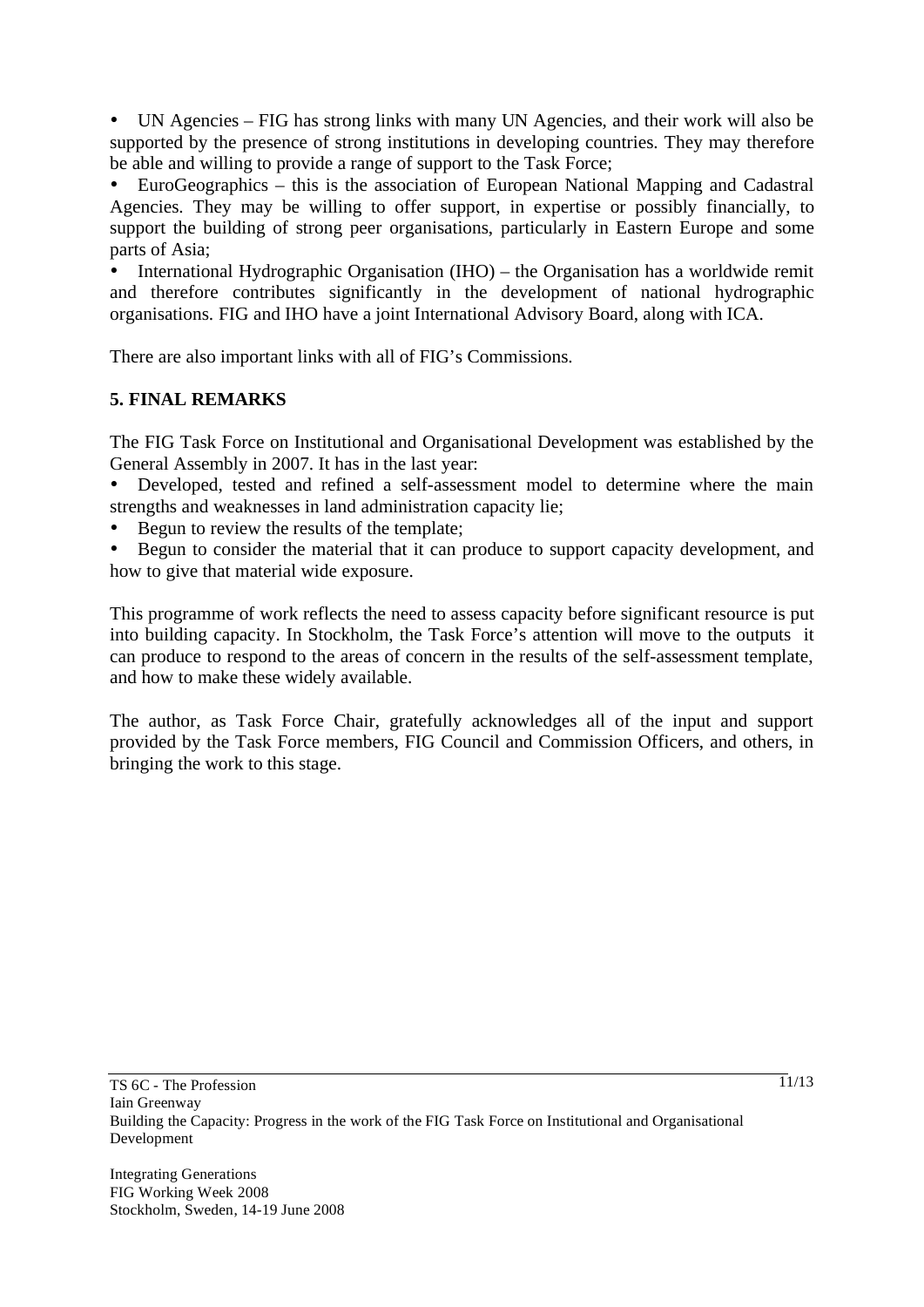- UN Agencies – FIG has strong links with many UN Agencies, and their work will also be supported by the presence of strong institutions in developing countries. They may therefore be able and willing to provide a range of support to the Task Force;
- EuroGeographics – this is the association of European National Mapping and Cadastral Agencies. They may be willing to offer support, in expertise or possibly financially, to support the building of strong peer organisations, particularly in Eastern Europe and some parts of Asia;
- International Hydrographic Organisation (IHO) – the Organisation has a worldwide remit and therefore contributes significantly in the development of national hydrographic organisations. FIG and IHO have a joint International Advisory Board, along with ICA.

There are also important links with all of FIG's Commissions.

## 5. FINAL REMARKS

The FIG Task Force on Institutional and Organisational Development was established by the General Assembly in 2007. It has in the last year:

- Developed, tested and refined a self-assessment model to determine where the main strengths and weaknesses in land administration capacity lie;
- Begun to review the results of the template;
- Begun to consider the material that it can produce to support capacity development, and how to give that material wide exposure.

This programme of work reflects the need to assess capacity before significant resource is put into building capacity. In Stockholm, the Task Force's attention will move to the outputs it can produce to respond to the areas of concern in the results of the self-assessment template, and how to make these widely available.

The author, as Task Force Chair, gratefully acknowledges all of the input and support provided by the Task Force members, FIG Council and Commission Officers, and others, in bringing the work to this stage.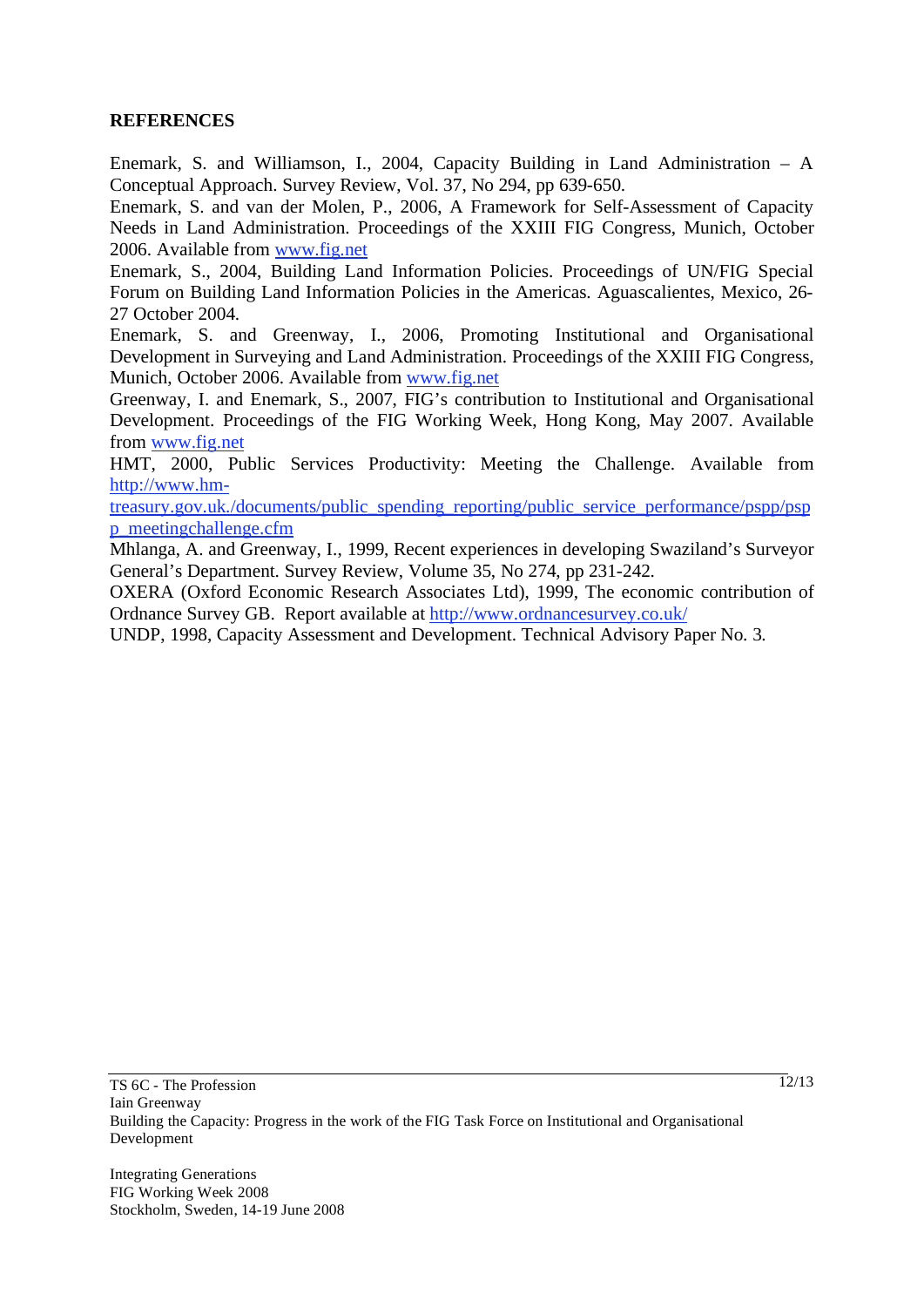**REFERENCES**

Enemark, S. and Williamson, I., 2004, Capacity Building in Land Administration – A Conceptual Approach. Survey Review, Vol. 37, No 294, pp 639-650.

Enemark, S. and van der Molen, P., 2006, A Framework for Self-Assessment of Capacity Needs in Land Administration. Proceedings of the XXIII FIG Congress, Munich, October 2006. Available from www.fig.net

Enemark, S., 2004, Building Land Information Policies. Proceedings of UN/FIG Special Forum on Building Land Information Policies in the Americas. Aguascalientes, Mexico, 26-27 October 2004.

Enemark, S. and Greenway, I., 2006, Promoting Institutional and Organisational Development in Surveying and Land Administration. Proceedings of the XXIII FIG Congress, Munich, October 2006. Available from www.fig.net

Greenway, I. and Enemark, S., 2007, FIG's contribution to Institutional and Organisational Development. Proceedings of the FIG Working Week, Hong Kong, May 2007. Available from www.fig.net

HMT, 2000, Public Services Productivity: Meeting the Challenge. Available from http://www.hm-treasury.gov.uk./documents/public_spending_reporting/public_service_performance/pspp/pspp_meetingchallenge.cfm

Mhlanga, A. and Greenway, I., 1999, Recent experiences in developing Swaziland's Surveyor General's Department. Survey Review, Volume 35, No 274, pp 231-242.

OXERA (Oxford Economic Research Associates Ltd), 1999, The economic contribution of Ordnance Survey GB. Report available at http://www.ordnancesurvey.co.uk/

UNDP, 1998, Capacity Assessment and Development. Technical Advisory Paper No. 3.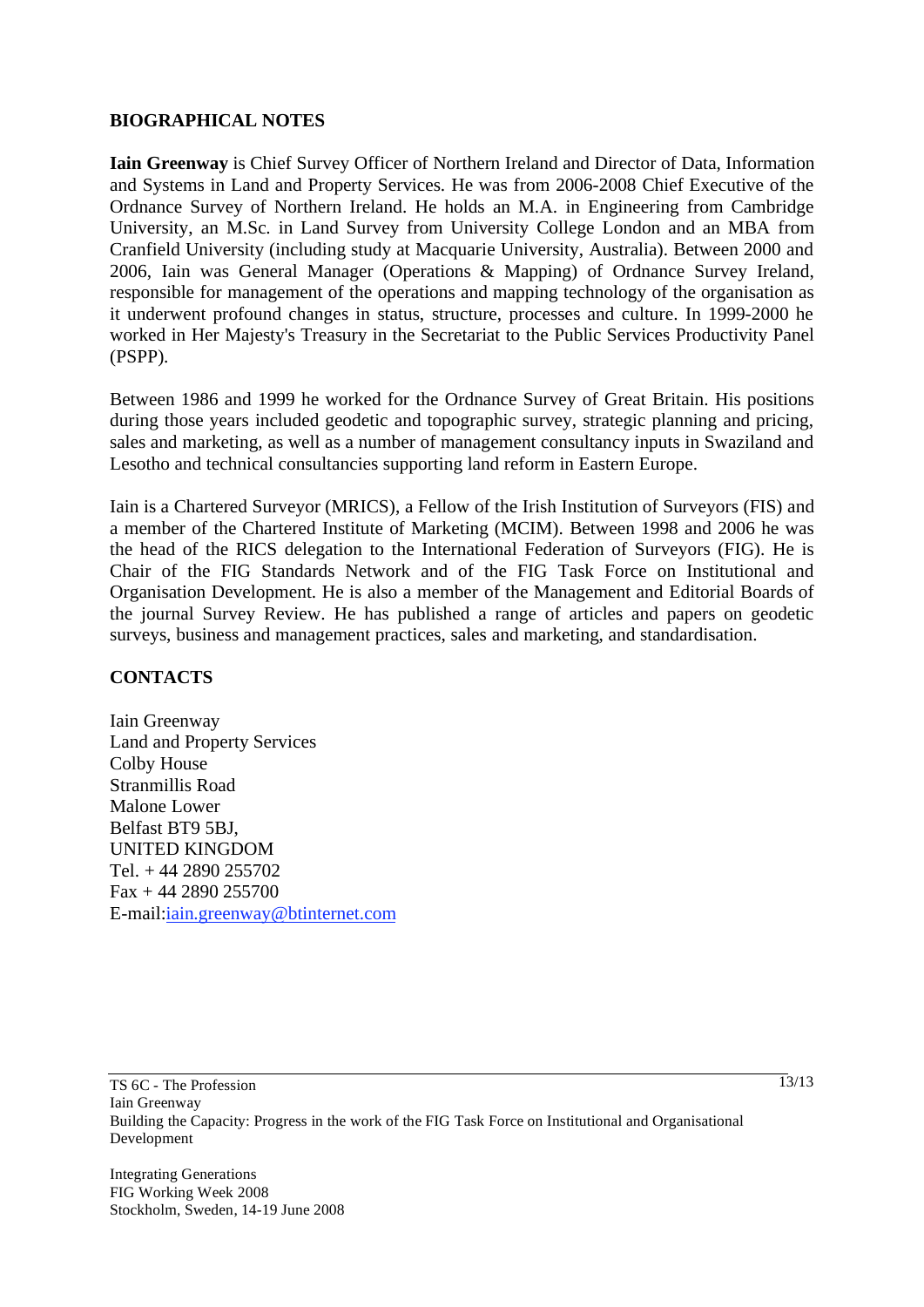## BIOGRAPHICAL NOTES

**Iain Greenway** is Chief Survey Officer of Northern Ireland and Director of Data, Information and Systems in Land and Property Services. He was from 2006-2008 Chief Executive of the Ordnance Survey of Northern Ireland. He holds an M.A. in Engineering from Cambridge University, an M.Sc. in Land Survey from University College London and an MBA from Cranfield University (including study at Macquarie University, Australia). Between 2000 and 2006, Iain was General Manager (Operations & Mapping) of Ordnance Survey Ireland, responsible for management of the operations and mapping technology of the organisation as it underwent profound changes in status, structure, processes and culture. In 1999-2000 he worked in Her Majesty's Treasury in the Secretariat to the Public Services Productivity Panel (PSPP).

Between 1986 and 1999 he worked for the Ordnance Survey of Great Britain. His positions during those years included geodetic and topographic survey, strategic planning and pricing, sales and marketing, as well as a number of management consultancy inputs in Swaziland and Lesotho and technical consultancies supporting land reform in Eastern Europe.

Iain is a Chartered Surveyor (MRICS), a Fellow of the Irish Institution of Surveyors (FIS) and a member of the Chartered Institute of Marketing (MCIM). Between 1998 and 2006 he was the head of the RICS delegation to the International Federation of Surveyors (FIG). He is Chair of the FIG Standards Network and of the FIG Task Force on Institutional and Organisation Development. He is also a member of the Management and Editorial Boards of the journal Survey Review. He has published a range of articles and papers on geodetic surveys, business and management practices, sales and marketing, and standardisation.

## CONTACTS

Iain Greenway
Land and Property Services
Colby House
Stranmillis Road
Malone Lower
Belfast BT9 5BJ,
UNITED KINGDOM
Tel. + 44 2890 255702
Fax + 44 2890 255700
E-mail:iain.greenway@btinternet.com